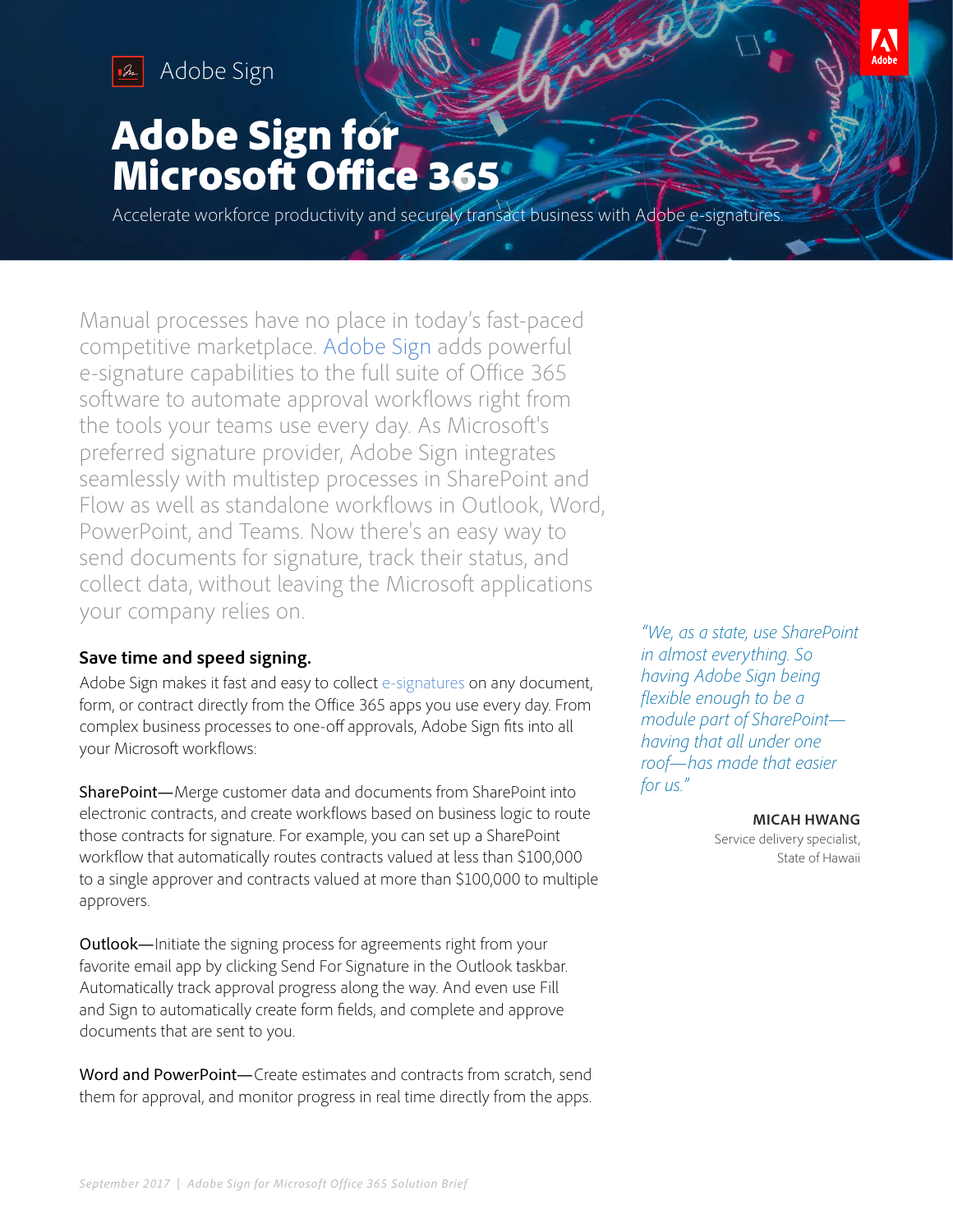Adobe Sign

# Adobe Sign for Microsoft Office 365

Accelerate workforce productivity and securely transact business with Adobe e-signatures.

Manual processes have no place in today's fast-paced competitive marketplace. Adobe Sign adds powerful e-signature capabilities to the full suite of Office 365 software to automate approval workflows right from the tools your teams use every day. As Microsoft's preferred signature provider, Adobe Sign integrates seamlessly with multistep processes in SharePoint and Flow as well as standalone workflows in Outlook, Word, PowerPoint, and Teams. Now there's an easy way to send documents for signature, track their status, and collect data, without leaving the Microsoft applications your company relies on.

## Save time and speed signing.

Adobe Sign makes it fast and easy to collect e-signatures on any document, form, or contract directly from the Office 365 apps you use every day. From complex business processes to one-off approvals, Adobe Sign fits into all your Microsoft workflows:

SharePoint—Merge customer data and documents from SharePoint into electronic contracts, and create workflows based on business logic to route those contracts for signature. For example, you can set up a SharePoint workflow that automatically routes contracts valued at less than $100,000 to a single approver and contracts valued at more than $100,000 to multiple approvers.

Outlook—Initiate the signing process for agreements right from your favorite email app by clicking Send For Signature in the Outlook taskbar. Automatically track approval progress along the way. And even use Fill and Sign to automatically create form fields, and complete and approve documents that are sent to you.

Word and PowerPoint—Create estimates and contracts from scratch, send them for approval, and monitor progress in real time directly from the apps.

*"We, as a state, use SharePoint in almost everything. So having Adobe Sign being flexible enough to be a module part of SharePoint—having that all under one roof—has made that easier for us."*

**MICAH HWANG**
Service delivery specialist,
State of Hawaii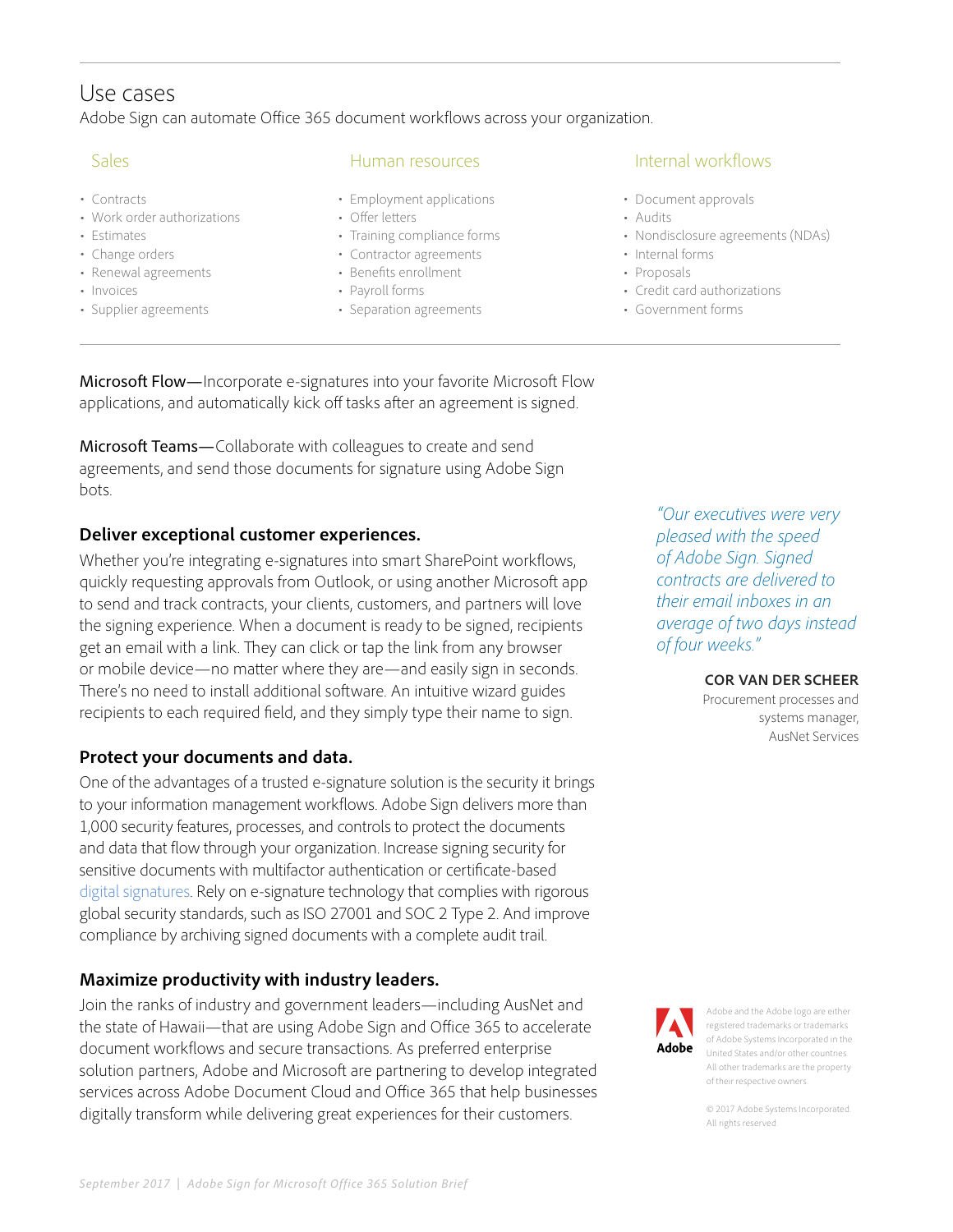## Use cases

Adobe Sign can automate Office 365 document workflows across your organization.

### Sales

- Contracts
- Work order authorizations
- Estimates
- Change orders
- Renewal agreements
- Invoices
- Supplier agreements

### Human resources

- Employment applications
- Offer letters
- Training compliance forms
- Contractor agreements
- Benefits enrollment
- Payroll forms
- Separation agreements

### Internal workflows

- Document approvals
- Audits
- Nondisclosure agreements (NDAs)
- Internal forms
- Proposals
- Credit card authorizations
- Government forms

Microsoft Flow—Incorporate e-signatures into your favorite Microsoft Flow applications, and automatically kick off tasks after an agreement is signed.

Microsoft Teams—Collaborate with colleagues to create and send agreements, and send those documents for signature using Adobe Sign bots.

### Deliver exceptional customer experiences.

Whether you're integrating e-signatures into smart SharePoint workflows, quickly requesting approvals from Outlook, or using another Microsoft app to send and track contracts, your clients, customers, and partners will love the signing experience. When a document is ready to be signed, recipients get an email with a link. They can click or tap the link from any browser or mobile device—no matter where they are—and easily sign in seconds. There's no need to install additional software. An intuitive wizard guides recipients to each required field, and they simply type their name to sign.

*"Our executives were very pleased with the speed of Adobe Sign. Signed contracts are delivered to their email inboxes in an average of two days instead of four weeks."*

**COR VAN DER SCHEER**
Procurement processes and systems manager, AusNet Services

### Protect your documents and data.

One of the advantages of a trusted e-signature solution is the security it brings to your information management workflows. Adobe Sign delivers more than 1,000 security features, processes, and controls to protect the documents and data that flow through your organization. Increase signing security for sensitive documents with multifactor authentication or certificate-based digital signatures. Rely on e-signature technology that complies with rigorous global security standards, such as ISO 27001 and SOC 2 Type 2. And improve compliance by archiving signed documents with a complete audit trail.

### Maximize productivity with industry leaders.

Join the ranks of industry and government leaders—including AusNet and the state of Hawaii—that are using Adobe Sign and Office 365 to accelerate document workflows and secure transactions. As preferred enterprise solution partners, Adobe and Microsoft are partnering to develop integrated services across Adobe Document Cloud and Office 365 that help businesses digitally transform while delivering great experiences for their customers.

Adobe

Adobe and the Adobe logo are either registered trademarks or trademarks of Adobe Systems Incorporated in the United States and/or other countries. All other trademarks are the property of their respective owners.

© 2017 Adobe Systems Incorporated. All rights reserved.